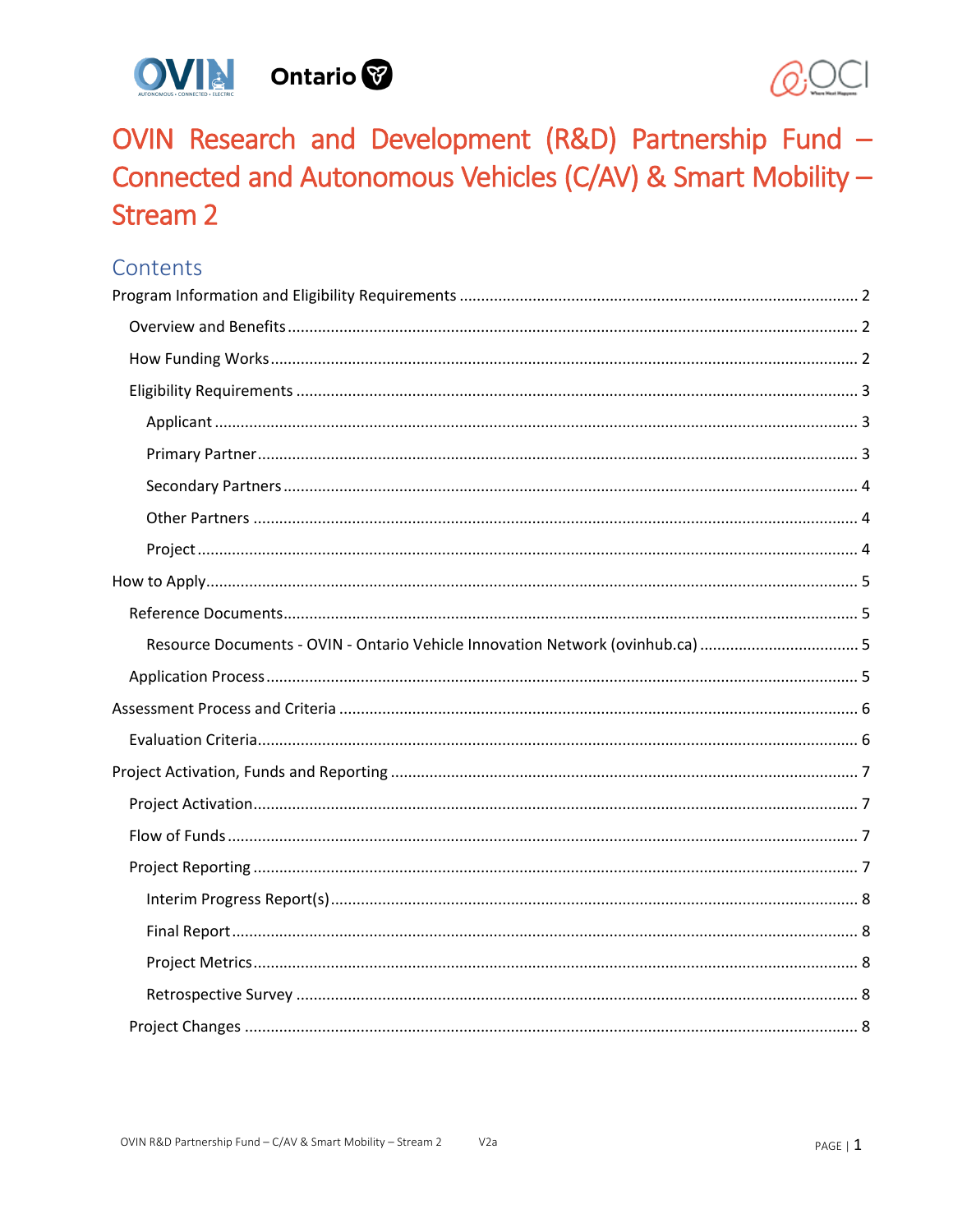# OVIN Research and Development (R&D) Partnership Fund – Connected and Autonomous Vehicles (C/AV) & Smart Mobility – Stream 2

## Contents

- Program Information and Eligibility Requirements ... 2
  - Overview and Benefits ... 2
  - How Funding Works ... 2
  - Eligibility Requirements ... 3
    - Applicant ... 3
    - Primary Partner ... 3
    - Secondary Partners ... 4
    - Other Partners ... 4
    - Project ... 4
- How to Apply ... 5
  - Reference Documents ... 5
    - Resource Documents - OVIN - Ontario Vehicle Innovation Network (ovinhub.ca) ... 5
  - Application Process ... 5
- Assessment Process and Criteria ... 6
  - Evaluation Criteria ... 6
- Project Activation, Funds and Reporting ... 7
  - Project Activation ... 7
  - Flow of Funds ... 7
  - Project Reporting ... 7
    - Interim Progress Report(s) ... 8
    - Final Report ... 8
    - Project Metrics ... 8
    - Retrospective Survey ... 8
  - Project Changes ... 8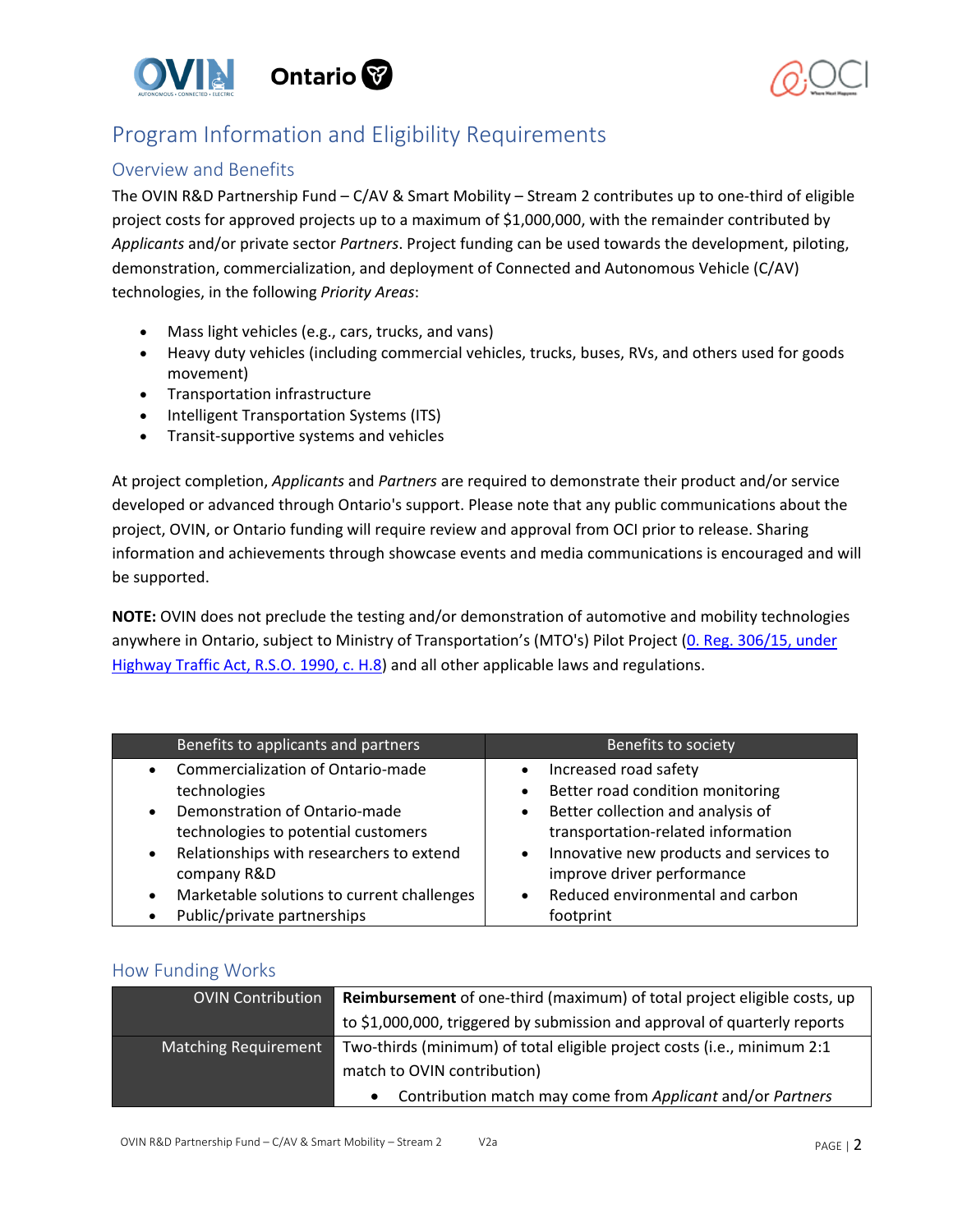# Program Information and Eligibility Requirements

## Overview and Benefits

The OVIN R&D Partnership Fund – C/AV & Smart Mobility – Stream 2 contributes up to one-third of eligible project costs for approved projects up to a maximum of $1,000,000, with the remainder contributed by *Applicants* and/or private sector *Partners*. Project funding can be used towards the development, piloting, demonstration, commercialization, and deployment of Connected and Autonomous Vehicle (C/AV) technologies, in the following *Priority Areas*:

- Mass light vehicles (e.g., cars, trucks, and vans)
- Heavy duty vehicles (including commercial vehicles, trucks, buses, RVs, and others used for goods movement)
- Transportation infrastructure
- Intelligent Transportation Systems (ITS)
- Transit-supportive systems and vehicles

At project completion, *Applicants* and *Partners* are required to demonstrate their product and/or service developed or advanced through Ontario's support. Please note that any public communications about the project, OVIN, or Ontario funding will require review and approval from OCI prior to release. Sharing information and achievements through showcase events and media communications is encouraged and will be supported.

**NOTE:** OVIN does not preclude the testing and/or demonstration of automotive and mobility technologies anywhere in Ontario, subject to Ministry of Transportation's (MTO's) Pilot Project ([0. Reg. 306/15, under Highway Traffic Act, R.S.O. 1990, c. H.8]()) and all other applicable laws and regulations.

| Benefits to applicants and partners | Benefits to society |
|---|---|
| • Commercialization of Ontario-made technologies<br>• Demonstration of Ontario-made technologies to potential customers<br>• Relationships with researchers to extend company R&D<br>• Marketable solutions to current challenges<br>• Public/private partnerships | • Increased road safety<br>• Better road condition monitoring<br>• Better collection and analysis of transportation-related information<br>• Innovative new products and services to improve driver performance<br>• Reduced environmental and carbon footprint |

## How Funding Works

| | |
|---|---|
| OVIN Contribution | **Reimbursement** of one-third (maximum) of total project eligible costs, up to $1,000,000, triggered by submission and approval of quarterly reports |
| Matching Requirement | Two-thirds (minimum) of total eligible project costs (i.e., minimum 2:1 match to OVIN contribution)<br>• Contribution match may come from *Applicant* and/or *Partners* |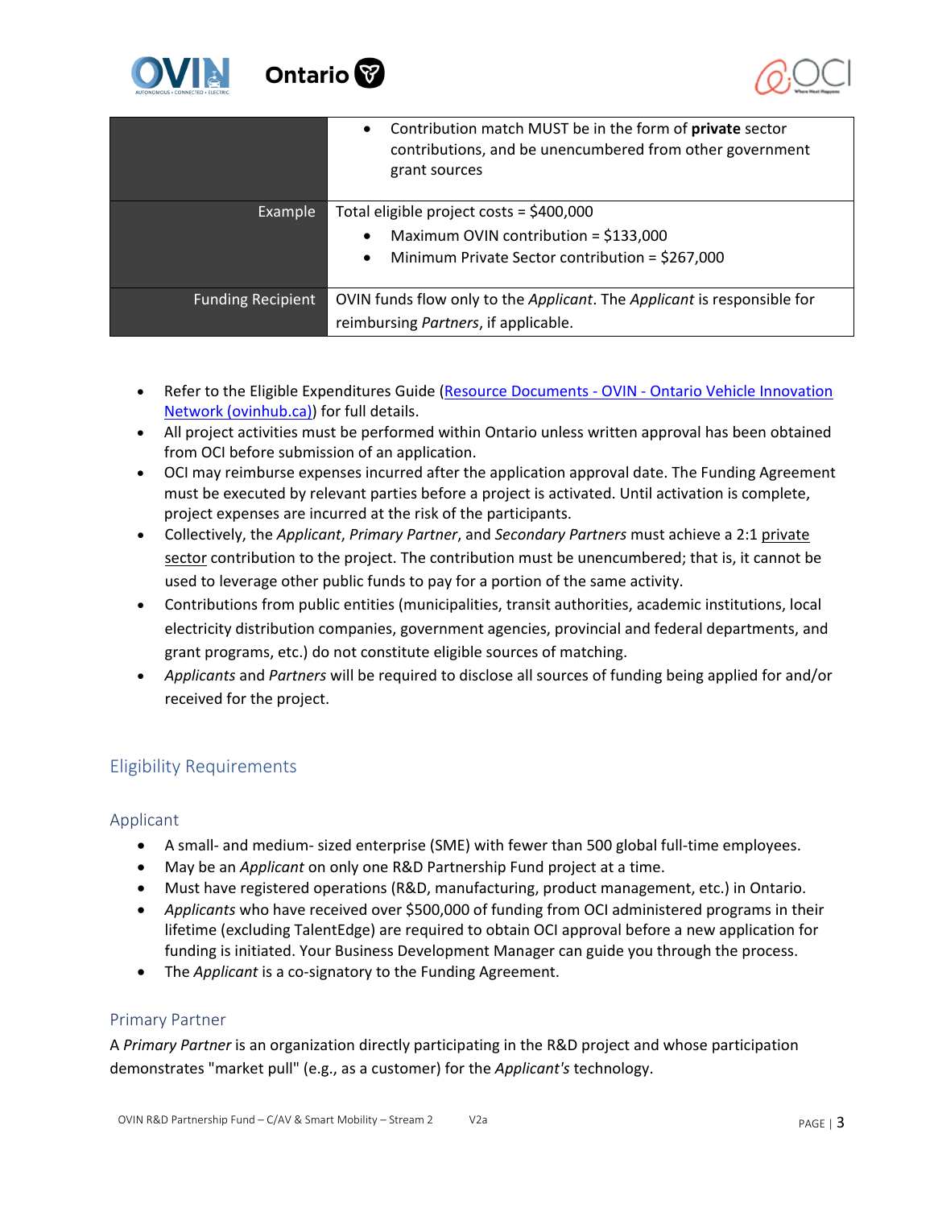| | |
|---|---|
| | • Contribution match MUST be in the form of **private** sector contributions, and be unencumbered from other government grant sources |
| Example | Total eligible project costs = $400,000<br>• Maximum OVIN contribution = $133,000<br>• Minimum Private Sector contribution = $267,000 |
| Funding Recipient | OVIN funds flow only to the *Applicant*. The *Applicant* is responsible for reimbursing *Partners*, if applicable. |

- Refer to the Eligible Expenditures Guide (Resource Documents - OVIN - Ontario Vehicle Innovation Network (ovinhub.ca)) for full details.
- All project activities must be performed within Ontario unless written approval has been obtained from OCI before submission of an application.
- OCI may reimburse expenses incurred after the application approval date. The Funding Agreement must be executed by relevant parties before a project is activated. Until activation is complete, project expenses are incurred at the risk of the participants.
- Collectively, the *Applicant*, *Primary Partner*, and *Secondary Partners* must achieve a 2:1 private sector contribution to the project. The contribution must be unencumbered; that is, it cannot be used to leverage other public funds to pay for a portion of the same activity.
- Contributions from public entities (municipalities, transit authorities, academic institutions, local electricity distribution companies, government agencies, provincial and federal departments, and grant programs, etc.) do not constitute eligible sources of matching.
- *Applicants* and *Partners* will be required to disclose all sources of funding being applied for and/or received for the project.

## Eligibility Requirements

### Applicant

- A small- and medium- sized enterprise (SME) with fewer than 500 global full-time employees.
- May be an *Applicant* on only one R&D Partnership Fund project at a time.
- Must have registered operations (R&D, manufacturing, product management, etc.) in Ontario.
- *Applicants* who have received over $500,000 of funding from OCI administered programs in their lifetime (excluding TalentEdge) are required to obtain OCI approval before a new application for funding is initiated. Your Business Development Manager can guide you through the process.
- The *Applicant* is a co-signatory to the Funding Agreement.

### Primary Partner

A *Primary Partner* is an organization directly participating in the R&D project and whose participation demonstrates "market pull" (e.g., as a customer) for the *Applicant's* technology.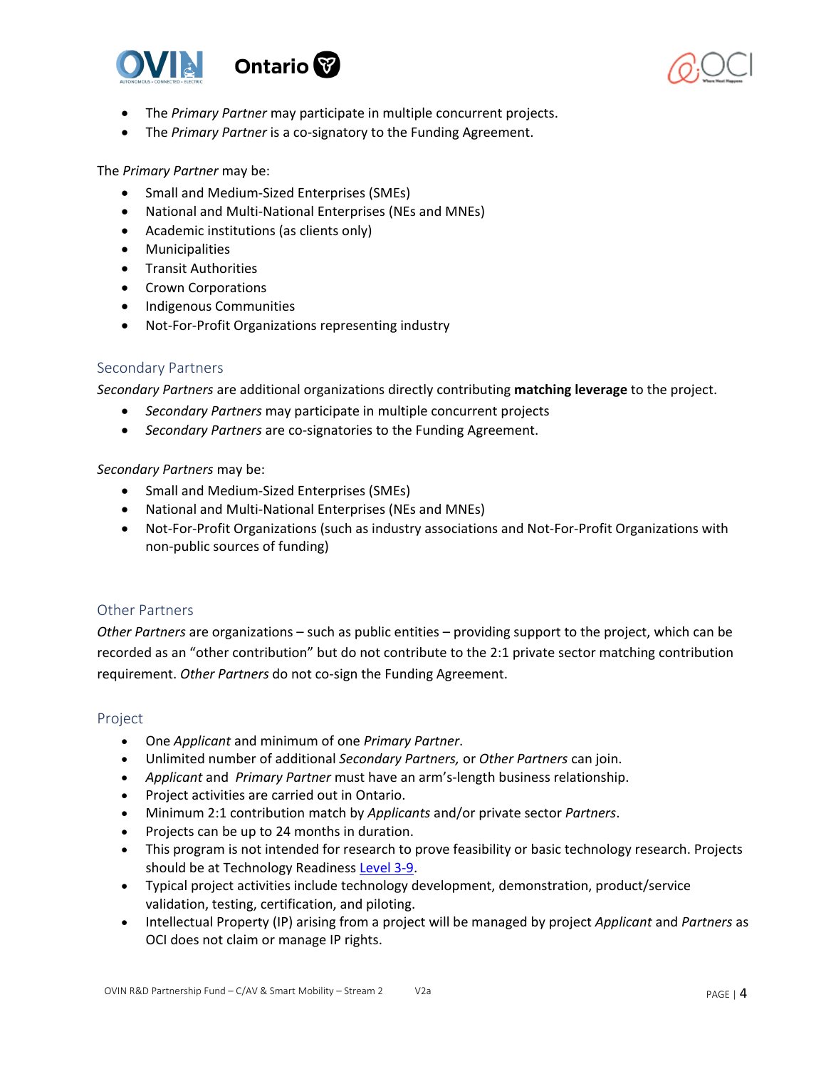- The *Primary Partner* may participate in multiple concurrent projects.
- The *Primary Partner* is a co-signatory to the Funding Agreement.

The *Primary Partner* may be:

- Small and Medium-Sized Enterprises (SMEs)
- National and Multi-National Enterprises (NEs and MNEs)
- Academic institutions (as clients only)
- Municipalities
- Transit Authorities
- Crown Corporations
- Indigenous Communities
- Not-For-Profit Organizations representing industry

### Secondary Partners

*Secondary Partners* are additional organizations directly contributing **matching leverage** to the project.

- *Secondary Partners* may participate in multiple concurrent projects
- *Secondary Partners* are co-signatories to the Funding Agreement.

*Secondary Partners* may be:

- Small and Medium-Sized Enterprises (SMEs)
- National and Multi-National Enterprises (NEs and MNEs)
- Not-For-Profit Organizations (such as industry associations and Not-For-Profit Organizations with non-public sources of funding)

### Other Partners

*Other Partners* are organizations – such as public entities – providing support to the project, which can be recorded as an "other contribution" but do not contribute to the 2:1 private sector matching contribution requirement. *Other Partners* do not co-sign the Funding Agreement.

### Project

- One *Applicant* and minimum of one *Primary Partner*.
- Unlimited number of additional *Secondary Partners,* or *Other Partners* can join.
- *Applicant* and *Primary Partner* must have an arm's-length business relationship.
- Project activities are carried out in Ontario.
- Minimum 2:1 contribution match by *Applicants* and/or private sector *Partners*.
- Projects can be up to 24 months in duration.
- This program is not intended for research to prove feasibility or basic technology research. Projects should be at Technology Readiness Level 3-9.
- Typical project activities include technology development, demonstration, product/service validation, testing, certification, and piloting.
- Intellectual Property (IP) arising from a project will be managed by project *Applicant* and *Partners* as OCI does not claim or manage IP rights.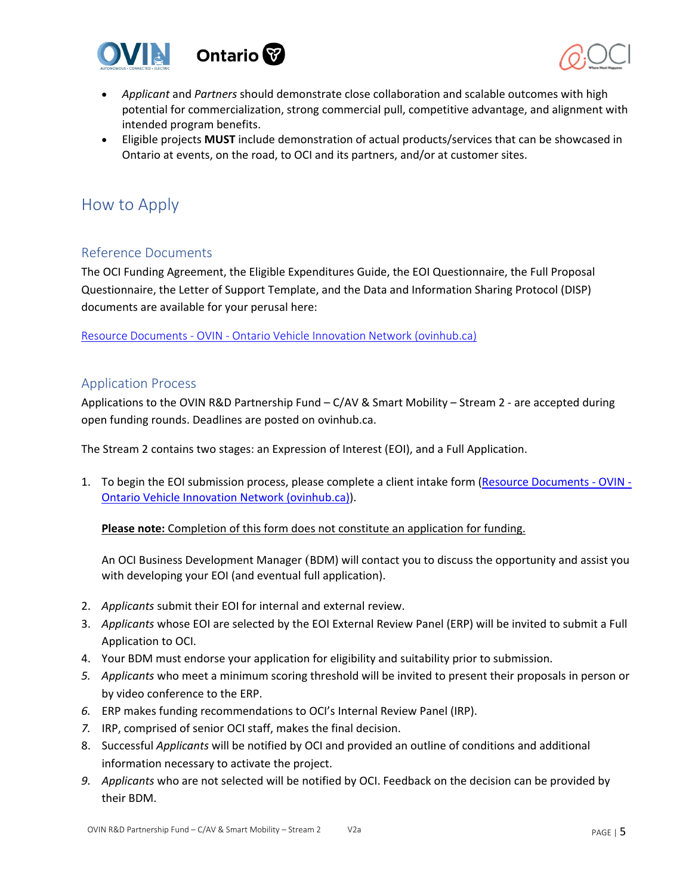- *Applicant* and *Partners* should demonstrate close collaboration and scalable outcomes with high potential for commercialization, strong commercial pull, competitive advantage, and alignment with intended program benefits.
- Eligible projects **MUST** include demonstration of actual products/services that can be showcased in Ontario at events, on the road, to OCI and its partners, and/or at customer sites.

# How to Apply

## Reference Documents

The OCI Funding Agreement, the Eligible Expenditures Guide, the EOI Questionnaire, the Full Proposal Questionnaire, the Letter of Support Template, and the Data and Information Sharing Protocol (DISP) documents are available for your perusal here:

[Resource Documents - OVIN - Ontario Vehicle Innovation Network (ovinhub.ca)](Resource Documents - OVIN - Ontario Vehicle Innovation Network (ovinhub.ca))

## Application Process

Applications to the OVIN R&D Partnership Fund – C/AV & Smart Mobility – Stream 2 - are accepted during open funding rounds. Deadlines are posted on ovinhub.ca.

The Stream 2 contains two stages: an Expression of Interest (EOI), and a Full Application.

1. To begin the EOI submission process, please complete a client intake form (Resource Documents - OVIN - Ontario Vehicle Innovation Network (ovinhub.ca)).

   **Please note:** Completion of this form does not constitute an application for funding.

   An OCI Business Development Manager (BDM) will contact you to discuss the opportunity and assist you with developing your EOI (and eventual full application).

2. *Applicants* submit their EOI for internal and external review.
3. *Applicants* whose EOI are selected by the EOI External Review Panel (ERP) will be invited to submit a Full Application to OCI.
4. Your BDM must endorse your application for eligibility and suitability prior to submission.
5. *Applicants* who meet a minimum scoring threshold will be invited to present their proposals in person or by video conference to the ERP.
6. ERP makes funding recommendations to OCI's Internal Review Panel (IRP).
7. IRP, comprised of senior OCI staff, makes the final decision.
8. Successful *Applicants* will be notified by OCI and provided an outline of conditions and additional information necessary to activate the project.
9. *Applicants* who are not selected will be notified by OCI. Feedback on the decision can be provided by their BDM.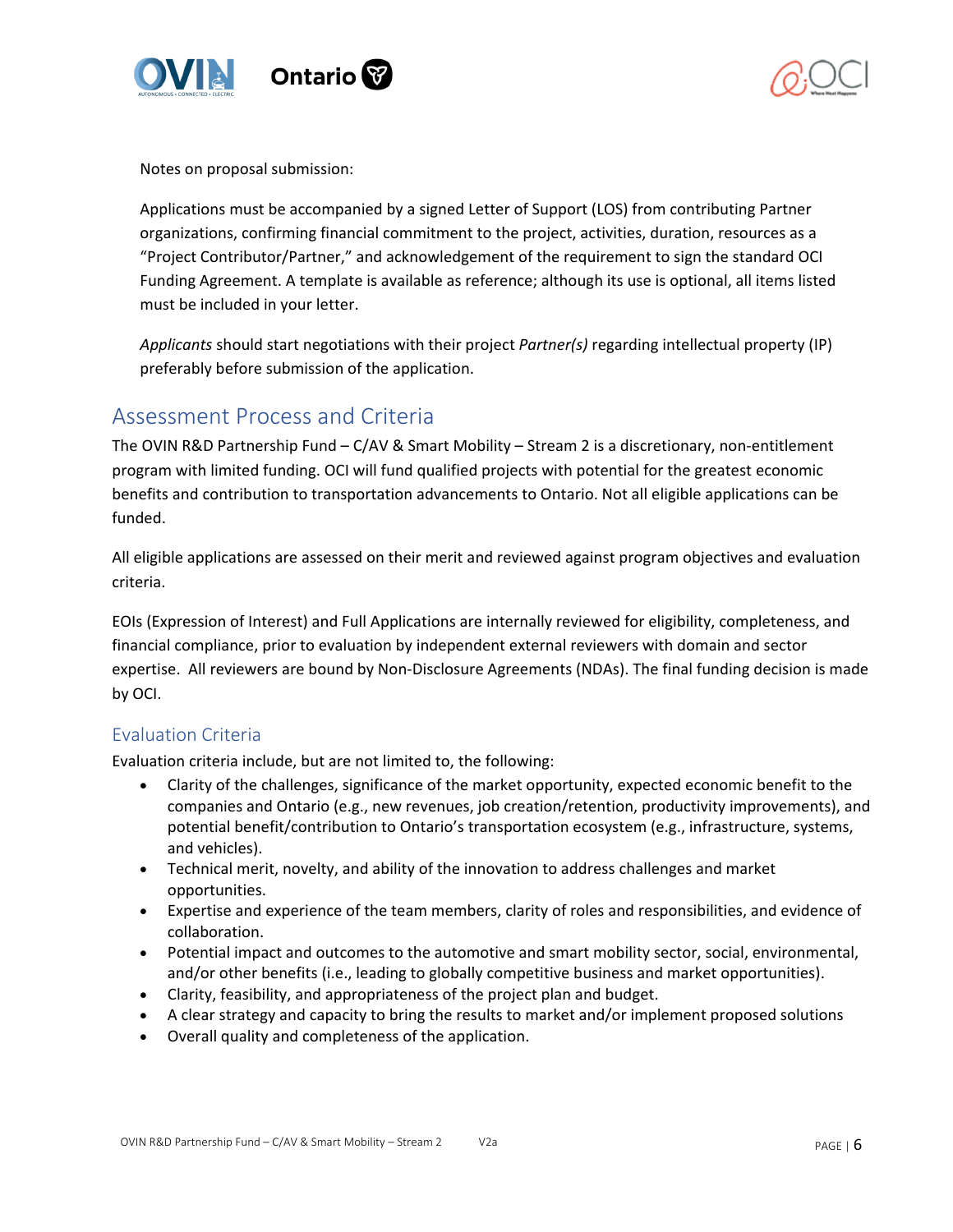Notes on proposal submission:

Applications must be accompanied by a signed Letter of Support (LOS) from contributing Partner organizations, confirming financial commitment to the project, activities, duration, resources as a "Project Contributor/Partner," and acknowledgement of the requirement to sign the standard OCI Funding Agreement. A template is available as reference; although its use is optional, all items listed must be included in your letter.

*Applicants* should start negotiations with their project *Partner(s)* regarding intellectual property (IP) preferably before submission of the application.

## Assessment Process and Criteria

The OVIN R&D Partnership Fund – C/AV & Smart Mobility – Stream 2 is a discretionary, non-entitlement program with limited funding. OCI will fund qualified projects with potential for the greatest economic benefits and contribution to transportation advancements to Ontario. Not all eligible applications can be funded.

All eligible applications are assessed on their merit and reviewed against program objectives and evaluation criteria.

EOIs (Expression of Interest) and Full Applications are internally reviewed for eligibility, completeness, and financial compliance, prior to evaluation by independent external reviewers with domain and sector expertise. All reviewers are bound by Non-Disclosure Agreements (NDAs). The final funding decision is made by OCI.

### Evaluation Criteria

Evaluation criteria include, but are not limited to, the following:

- Clarity of the challenges, significance of the market opportunity, expected economic benefit to the companies and Ontario (e.g., new revenues, job creation/retention, productivity improvements), and potential benefit/contribution to Ontario's transportation ecosystem (e.g., infrastructure, systems, and vehicles).
- Technical merit, novelty, and ability of the innovation to address challenges and market opportunities.
- Expertise and experience of the team members, clarity of roles and responsibilities, and evidence of collaboration.
- Potential impact and outcomes to the automotive and smart mobility sector, social, environmental, and/or other benefits (i.e., leading to globally competitive business and market opportunities).
- Clarity, feasibility, and appropriateness of the project plan and budget.
- A clear strategy and capacity to bring the results to market and/or implement proposed solutions
- Overall quality and completeness of the application.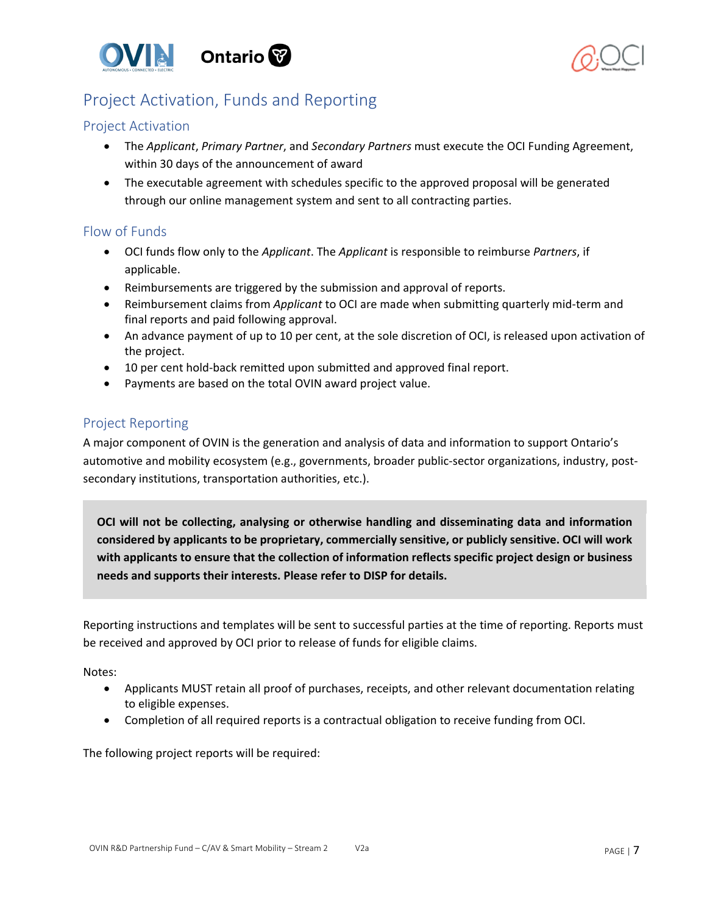# Project Activation, Funds and Reporting

## Project Activation

- The *Applicant*, *Primary Partner*, and *Secondary Partners* must execute the OCI Funding Agreement, within 30 days of the announcement of award
- The executable agreement with schedules specific to the approved proposal will be generated through our online management system and sent to all contracting parties.

## Flow of Funds

- OCI funds flow only to the *Applicant*. The *Applicant* is responsible to reimburse *Partners*, if applicable.
- Reimbursements are triggered by the submission and approval of reports.
- Reimbursement claims from *Applicant* to OCI are made when submitting quarterly mid-term and final reports and paid following approval.
- An advance payment of up to 10 per cent, at the sole discretion of OCI, is released upon activation of the project.
- 10 per cent hold-back remitted upon submitted and approved final report.
- Payments are based on the total OVIN award project value.

## Project Reporting

A major component of OVIN is the generation and analysis of data and information to support Ontario's automotive and mobility ecosystem (e.g., governments, broader public-sector organizations, industry, post-secondary institutions, transportation authorities, etc.).

**OCI will not be collecting, analysing or otherwise handling and disseminating data and information considered by applicants to be proprietary, commercially sensitive, or publicly sensitive. OCI will work with applicants to ensure that the collection of information reflects specific project design or business needs and supports their interests. Please refer to DISP for details.**

Reporting instructions and templates will be sent to successful parties at the time of reporting. Reports must be received and approved by OCI prior to release of funds for eligible claims.

Notes:

- Applicants MUST retain all proof of purchases, receipts, and other relevant documentation relating to eligible expenses.
- Completion of all required reports is a contractual obligation to receive funding from OCI.

The following project reports will be required: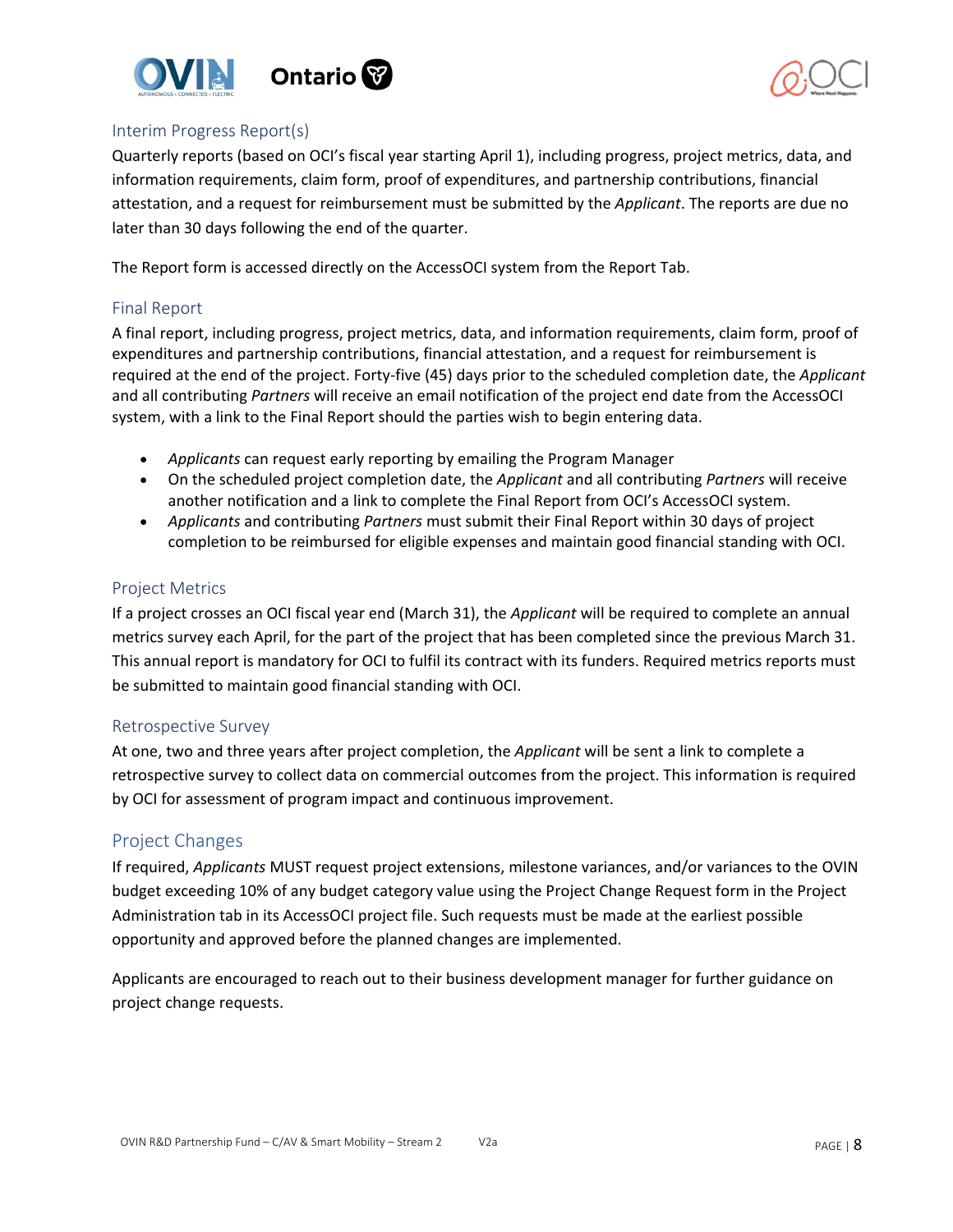## Interim Progress Report(s)

Quarterly reports (based on OCI's fiscal year starting April 1), including progress, project metrics, data, and information requirements, claim form, proof of expenditures, and partnership contributions, financial attestation, and a request for reimbursement must be submitted by the *Applicant*. The reports are due no later than 30 days following the end of the quarter.

The Report form is accessed directly on the AccessOCI system from the Report Tab.

## Final Report

A final report, including progress, project metrics, data, and information requirements, claim form, proof of expenditures and partnership contributions, financial attestation, and a request for reimbursement is required at the end of the project. Forty-five (45) days prior to the scheduled completion date, the *Applicant* and all contributing *Partners* will receive an email notification of the project end date from the AccessOCI system, with a link to the Final Report should the parties wish to begin entering data.

- *Applicants* can request early reporting by emailing the Program Manager
- On the scheduled project completion date, the *Applicant* and all contributing *Partners* will receive another notification and a link to complete the Final Report from OCI's AccessOCI system.
- *Applicants* and contributing *Partners* must submit their Final Report within 30 days of project completion to be reimbursed for eligible expenses and maintain good financial standing with OCI.

## Project Metrics

If a project crosses an OCI fiscal year end (March 31), the *Applicant* will be required to complete an annual metrics survey each April, for the part of the project that has been completed since the previous March 31. This annual report is mandatory for OCI to fulfil its contract with its funders. Required metrics reports must be submitted to maintain good financial standing with OCI.

## Retrospective Survey

At one, two and three years after project completion, the *Applicant* will be sent a link to complete a retrospective survey to collect data on commercial outcomes from the project. This information is required by OCI for assessment of program impact and continuous improvement.

## Project Changes

If required, *Applicants* MUST request project extensions, milestone variances, and/or variances to the OVIN budget exceeding 10% of any budget category value using the Project Change Request form in the Project Administration tab in its AccessOCI project file. Such requests must be made at the earliest possible opportunity and approved before the planned changes are implemented.

Applicants are encouraged to reach out to their business development manager for further guidance on project change requests.